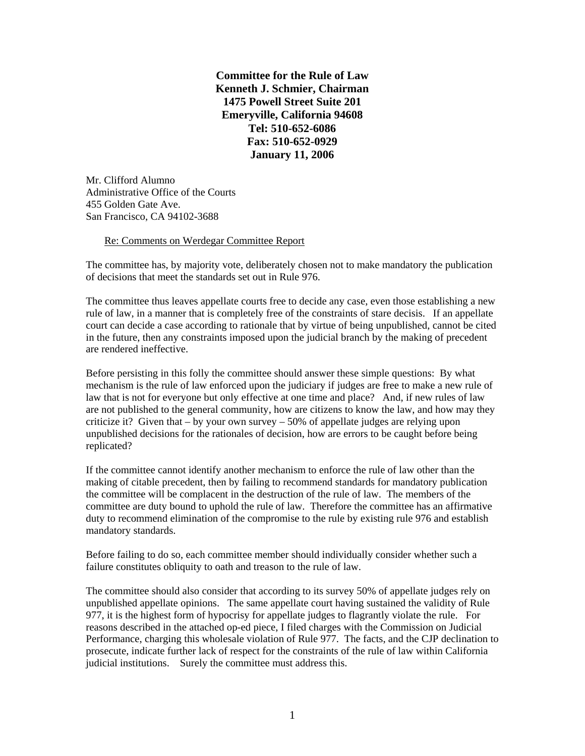**Committee for the Rule of Law**
**Kenneth J. Schmier, Chairman**
**1475 Powell Street Suite 201**
**Emeryville, California 94608**
**Tel: 510-652-6086**
**Fax: 510-652-0929**
**January 11, 2006**

Mr. Clifford Alumno
Administrative Office of the Courts
455 Golden Gate Ave.
San Francisco, CA 94102-3688

Re: Comments on Werdegar Committee Report

The committee has, by majority vote, deliberately chosen not to make mandatory the publication of decisions that meet the standards set out in Rule 976.

The committee thus leaves appellate courts free to decide any case, even those establishing a new rule of law, in a manner that is completely free of the constraints of stare decisis. If an appellate court can decide a case according to rationale that by virtue of being unpublished, cannot be cited in the future, then any constraints imposed upon the judicial branch by the making of precedent are rendered ineffective.

Before persisting in this folly the committee should answer these simple questions: By what mechanism is the rule of law enforced upon the judiciary if judges are free to make a new rule of law that is not for everyone but only effective at one time and place? And, if new rules of law are not published to the general community, how are citizens to know the law, and how may they criticize it? Given that – by your own survey – 50% of appellate judges are relying upon unpublished decisions for the rationales of decision, how are errors to be caught before being replicated?

If the committee cannot identify another mechanism to enforce the rule of law other than the making of citable precedent, then by failing to recommend standards for mandatory publication the committee will be complacent in the destruction of the rule of law. The members of the committee are duty bound to uphold the rule of law. Therefore the committee has an affirmative duty to recommend elimination of the compromise to the rule by existing rule 976 and establish mandatory standards.

Before failing to do so, each committee member should individually consider whether such a failure constitutes obliquity to oath and treason to the rule of law.

The committee should also consider that according to its survey 50% of appellate judges rely on unpublished appellate opinions. The same appellate court having sustained the validity of Rule 977, it is the highest form of hypocrisy for appellate judges to flagrantly violate the rule. For reasons described in the attached op-ed piece, I filed charges with the Commission on Judicial Performance, charging this wholesale violation of Rule 977. The facts, and the CJP declination to prosecute, indicate further lack of respect for the constraints of the rule of law within California judicial institutions. Surely the committee must address this.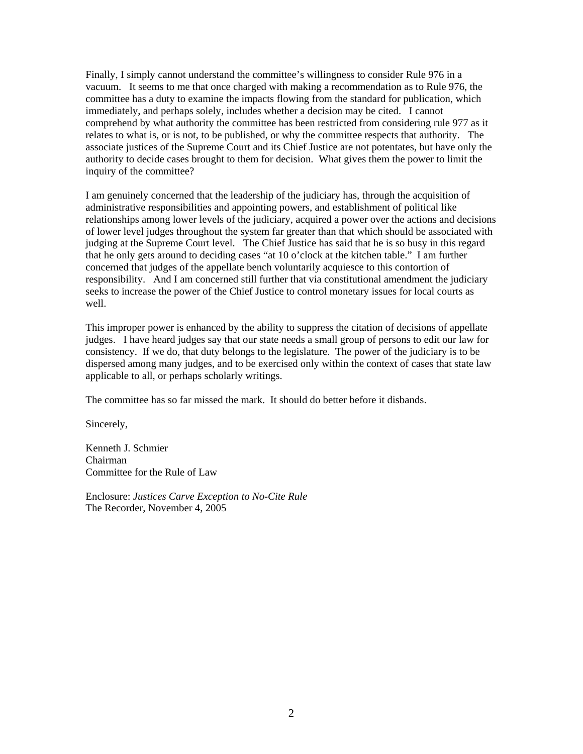Finally, I simply cannot understand the committee's willingness to consider Rule 976 in a vacuum. It seems to me that once charged with making a recommendation as to Rule 976, the committee has a duty to examine the impacts flowing from the standard for publication, which immediately, and perhaps solely, includes whether a decision may be cited. I cannot comprehend by what authority the committee has been restricted from considering rule 977 as it relates to what is, or is not, to be published, or why the committee respects that authority. The associate justices of the Supreme Court and its Chief Justice are not potentates, but have only the authority to decide cases brought to them for decision. What gives them the power to limit the inquiry of the committee?

I am genuinely concerned that the leadership of the judiciary has, through the acquisition of administrative responsibilities and appointing powers, and establishment of political like relationships among lower levels of the judiciary, acquired a power over the actions and decisions of lower level judges throughout the system far greater than that which should be associated with judging at the Supreme Court level. The Chief Justice has said that he is so busy in this regard that he only gets around to deciding cases "at 10 o'clock at the kitchen table." I am further concerned that judges of the appellate bench voluntarily acquiesce to this contortion of responsibility. And I am concerned still further that via constitutional amendment the judiciary seeks to increase the power of the Chief Justice to control monetary issues for local courts as well.

This improper power is enhanced by the ability to suppress the citation of decisions of appellate judges. I have heard judges say that our state needs a small group of persons to edit our law for consistency. If we do, that duty belongs to the legislature. The power of the judiciary is to be dispersed among many judges, and to be exercised only within the context of cases that state law applicable to all, or perhaps scholarly writings.

The committee has so far missed the mark. It should do better before it disbands.

Sincerely,

Kenneth J. Schmier
Chairman
Committee for the Rule of Law

Enclosure: *Justices Carve Exception to No-Cite Rule*
The Recorder, November 4, 2005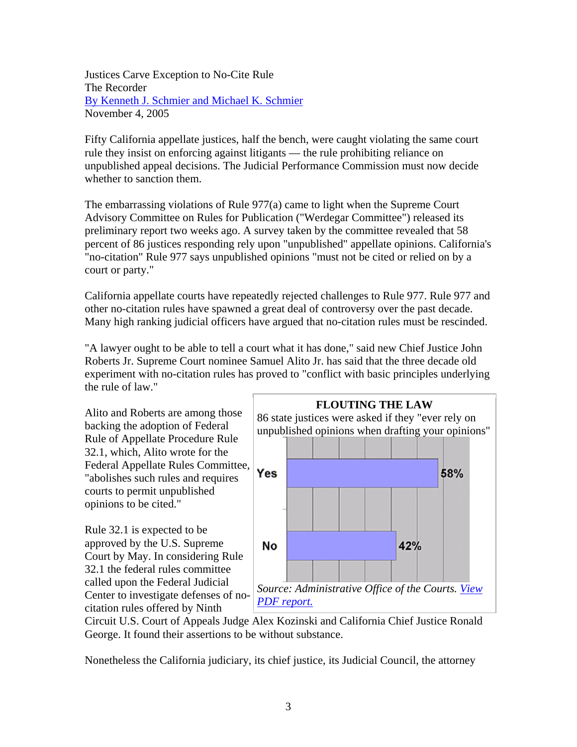Justices Carve Exception to No-Cite Rule
The Recorder
[By Kenneth J. Schmier and Michael K. Schmier](#)
November 4, 2005

Fifty California appellate justices, half the bench, were caught violating the same court rule they insist on enforcing against litigants — the rule prohibiting reliance on unpublished appeal decisions. The Judicial Performance Commission must now decide whether to sanction them.

The embarrassing violations of Rule 977(a) came to light when the Supreme Court Advisory Committee on Rules for Publication ("Werdegar Committee") released its preliminary report two weeks ago. A survey taken by the committee revealed that 58 percent of 86 justices responding rely upon "unpublished" appellate opinions. California's "no-citation" Rule 977 says unpublished opinions "must not be cited or relied on by a court or party."

California appellate courts have repeatedly rejected challenges to Rule 977. Rule 977 and other no-citation rules have spawned a great deal of controversy over the past decade. Many high ranking judicial officers have argued that no-citation rules must be rescinded.

"A lawyer ought to be able to tell a court what it has done," said new Chief Justice John Roberts Jr. Supreme Court nominee Samuel Alito Jr. has said that the three decade old experiment with no-citation rules has proved to "conflict with basic principles underlying the rule of law."

**FLOUTING THE LAW**

86 state justices were asked if they "ever rely on unpublished opinions when drafting your opinions"

| Response | Percent |
|---|---|
| Yes | 58% |
| No | 42% |

*Source: Administrative Office of the Courts. [View PDF report.](#)*

Alito and Roberts are among those backing the adoption of Federal Rule of Appellate Procedure Rule 32.1, which, Alito wrote for the Federal Appellate Rules Committee, "abolishes such rules and requires courts to permit unpublished opinions to be cited."

Rule 32.1 is expected to be approved by the U.S. Supreme Court by May. In considering Rule 32.1 the federal rules committee called upon the Federal Judicial Center to investigate defenses of no-citation rules offered by Ninth Circuit U.S. Court of Appeals Judge Alex Kozinski and California Chief Justice Ronald George. It found their assertions to be without substance.

Nonetheless the California judiciary, its chief justice, its Judicial Council, the attorney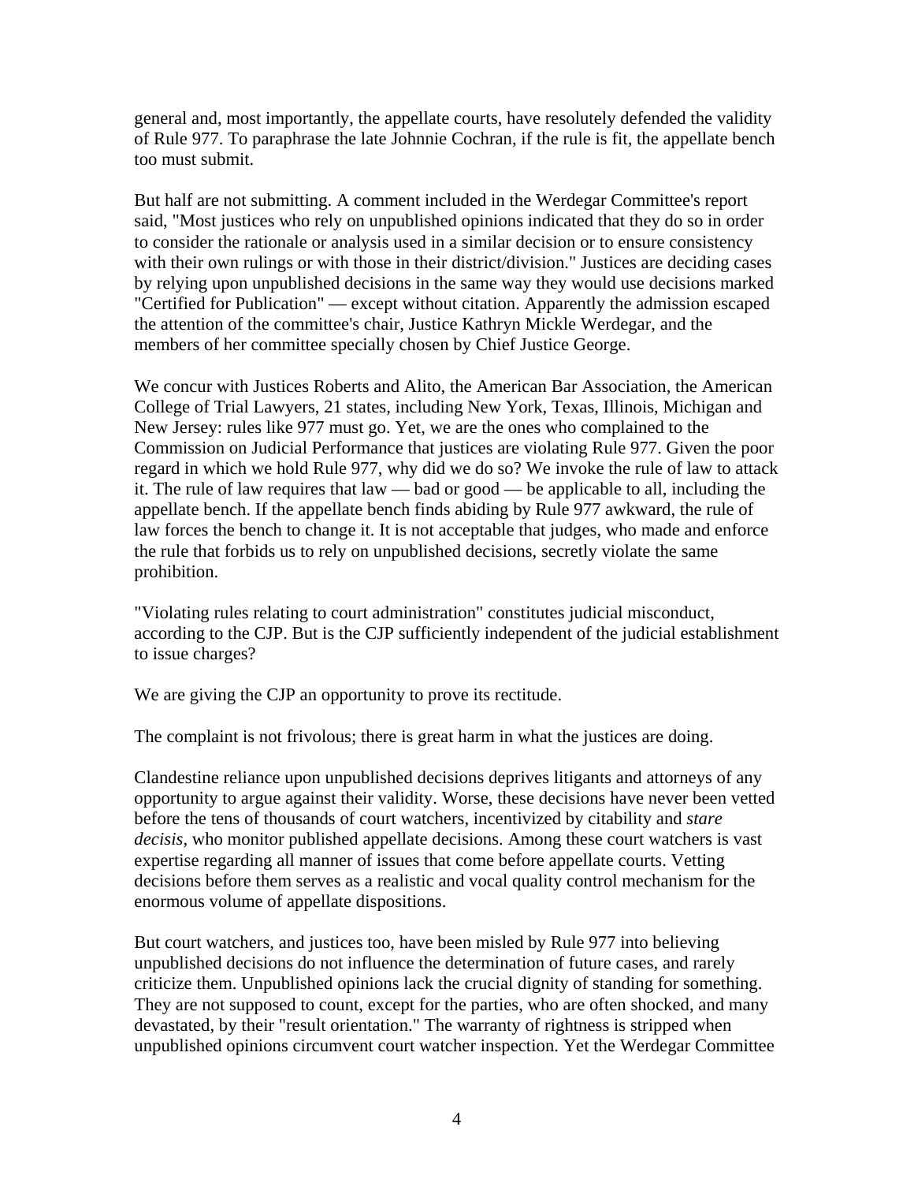general and, most importantly, the appellate courts, have resolutely defended the validity of Rule 977. To paraphrase the late Johnnie Cochran, if the rule is fit, the appellate bench too must submit.

But half are not submitting. A comment included in the Werdegar Committee's report said, "Most justices who rely on unpublished opinions indicated that they do so in order to consider the rationale or analysis used in a similar decision or to ensure consistency with their own rulings or with those in their district/division." Justices are deciding cases by relying upon unpublished decisions in the same way they would use decisions marked "Certified for Publication" — except without citation. Apparently the admission escaped the attention of the committee's chair, Justice Kathryn Mickle Werdegar, and the members of her committee specially chosen by Chief Justice George.

We concur with Justices Roberts and Alito, the American Bar Association, the American College of Trial Lawyers, 21 states, including New York, Texas, Illinois, Michigan and New Jersey: rules like 977 must go. Yet, we are the ones who complained to the Commission on Judicial Performance that justices are violating Rule 977. Given the poor regard in which we hold Rule 977, why did we do so? We invoke the rule of law to attack it. The rule of law requires that law — bad or good — be applicable to all, including the appellate bench. If the appellate bench finds abiding by Rule 977 awkward, the rule of law forces the bench to change it. It is not acceptable that judges, who made and enforce the rule that forbids us to rely on unpublished decisions, secretly violate the same prohibition.

"Violating rules relating to court administration" constitutes judicial misconduct, according to the CJP. But is the CJP sufficiently independent of the judicial establishment to issue charges?

We are giving the CJP an opportunity to prove its rectitude.

The complaint is not frivolous; there is great harm in what the justices are doing.

Clandestine reliance upon unpublished decisions deprives litigants and attorneys of any opportunity to argue against their validity. Worse, these decisions have never been vetted before the tens of thousands of court watchers, incentivized by citability and *stare decisis*, who monitor published appellate decisions. Among these court watchers is vast expertise regarding all manner of issues that come before appellate courts. Vetting decisions before them serves as a realistic and vocal quality control mechanism for the enormous volume of appellate dispositions.

But court watchers, and justices too, have been misled by Rule 977 into believing unpublished decisions do not influence the determination of future cases, and rarely criticize them. Unpublished opinions lack the crucial dignity of standing for something. They are not supposed to count, except for the parties, who are often shocked, and many devastated, by their "result orientation." The warranty of rightness is stripped when unpublished opinions circumvent court watcher inspection. Yet the Werdegar Committee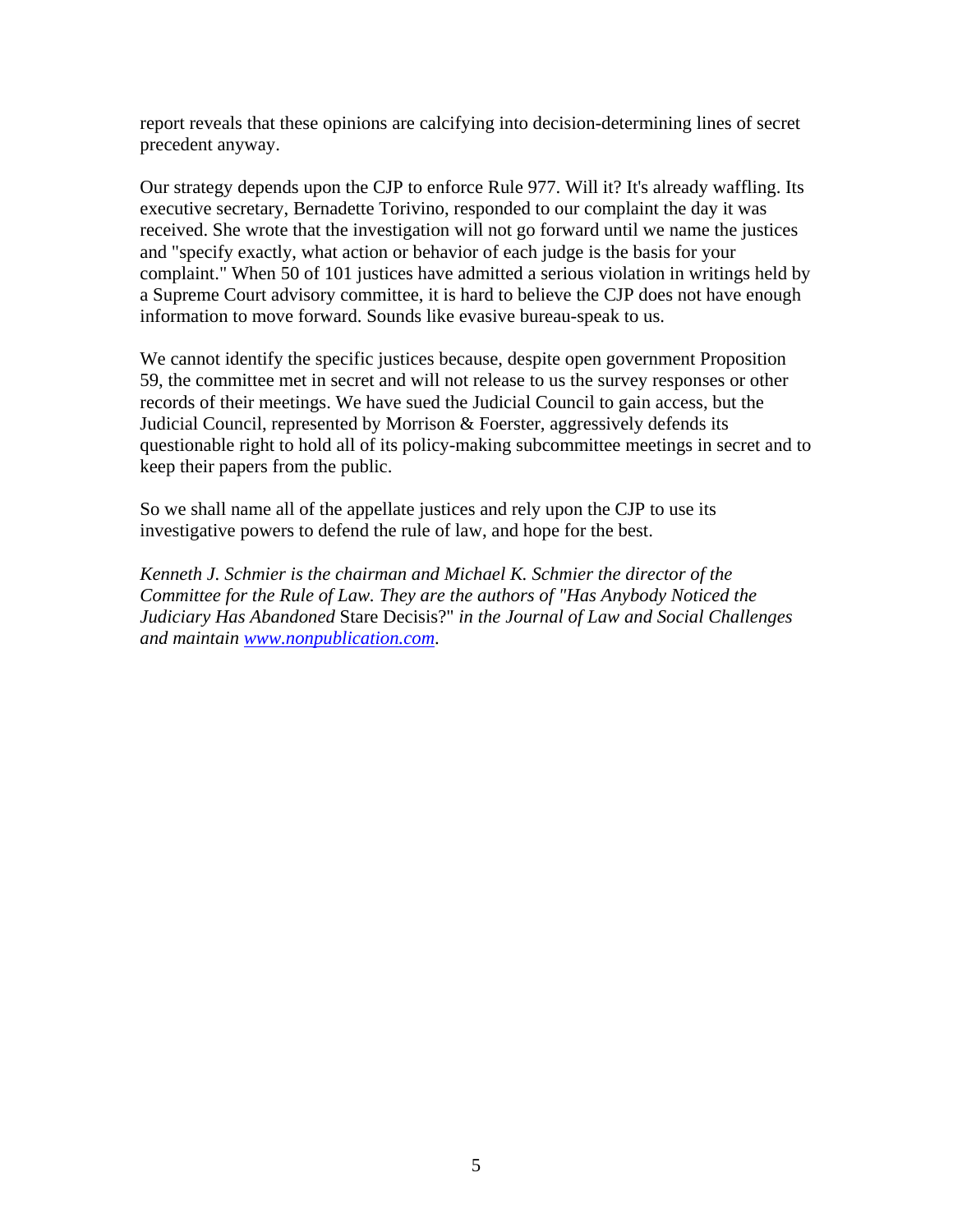report reveals that these opinions are calcifying into decision-determining lines of secret precedent anyway.

Our strategy depends upon the CJP to enforce Rule 977. Will it? It's already waffling. Its executive secretary, Bernadette Torivino, responded to our complaint the day it was received. She wrote that the investigation will not go forward until we name the justices and "specify exactly, what action or behavior of each judge is the basis for your complaint." When 50 of 101 justices have admitted a serious violation in writings held by a Supreme Court advisory committee, it is hard to believe the CJP does not have enough information to move forward. Sounds like evasive bureau-speak to us.

We cannot identify the specific justices because, despite open government Proposition 59, the committee met in secret and will not release to us the survey responses or other records of their meetings. We have sued the Judicial Council to gain access, but the Judicial Council, represented by Morrison & Foerster, aggressively defends its questionable right to hold all of its policy-making subcommittee meetings in secret and to keep their papers from the public.

So we shall name all of the appellate justices and rely upon the CJP to use its investigative powers to defend the rule of law, and hope for the best.

*Kenneth J. Schmier is the chairman and Michael K. Schmier the director of the Committee for the Rule of Law. They are the authors of "Has Anybody Noticed the Judiciary Has Abandoned* Stare Decisis?" *in the Journal of Law and Social Challenges and maintain [www.nonpublication.com](http://www.nonpublication.com).*